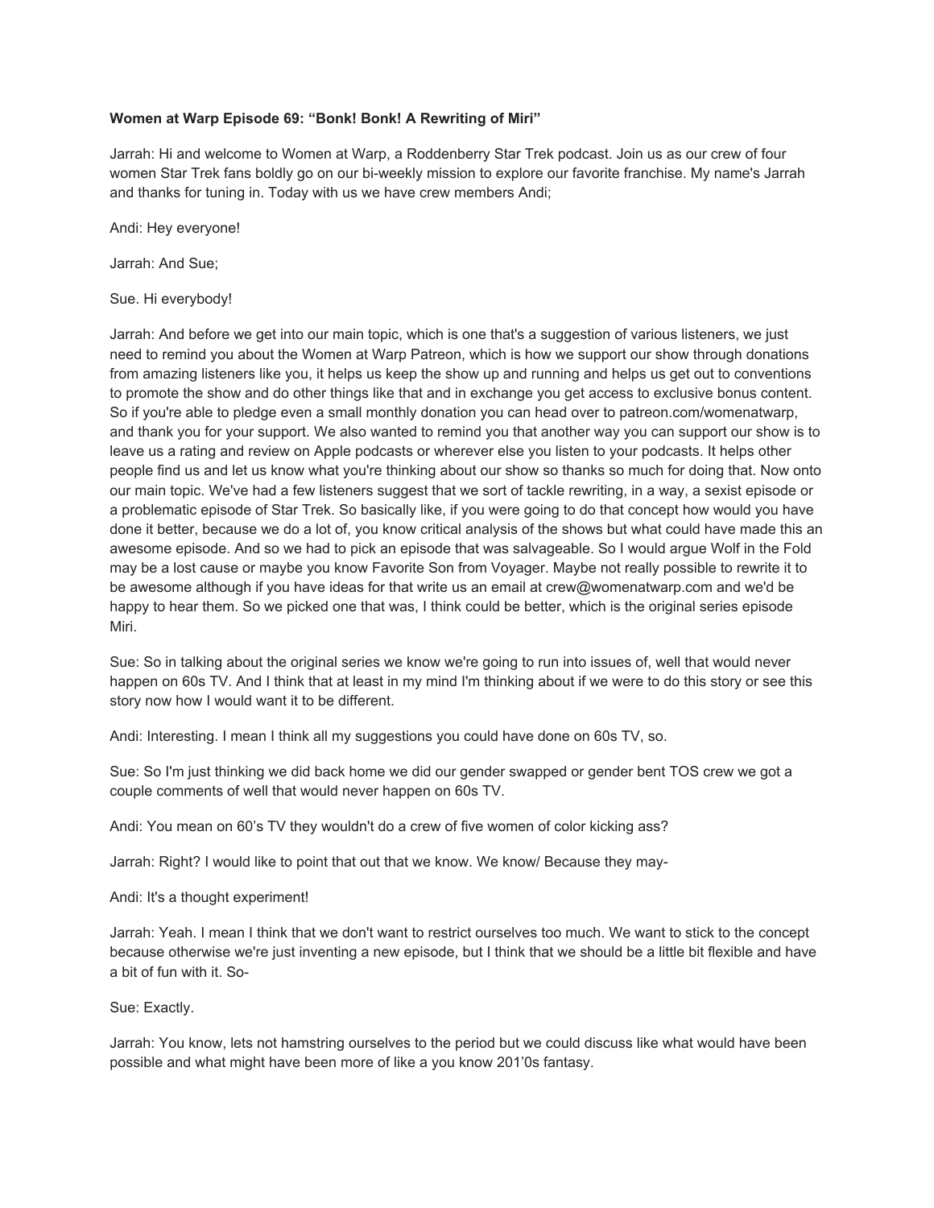**Women at Warp Episode 69: "Bonk! Bonk! A Rewriting of Miri"**

Jarrah: Hi and welcome to Women at Warp, a Roddenberry Star Trek podcast. Join us as our crew of four women Star Trek fans boldly go on our bi-weekly mission to explore our favorite franchise. My name's Jarrah and thanks for tuning in. Today with us we have crew members Andi;

Andi: Hey everyone!

Jarrah: And Sue;

Sue. Hi everybody!

Jarrah: And before we get into our main topic, which is one that's a suggestion of various listeners, we just need to remind you about the Women at Warp Patreon, which is how we support our show through donations from amazing listeners like you, it helps us keep the show up and running and helps us get out to conventions to promote the show and do other things like that and in exchange you get access to exclusive bonus content. So if you're able to pledge even a small monthly donation you can head over to patreon.com/womenatwarp, and thank you for your support. We also wanted to remind you that another way you can support our show is to leave us a rating and review on Apple podcasts or wherever else you listen to your podcasts. It helps other people find us and let us know what you're thinking about our show so thanks so much for doing that. Now onto our main topic. We've had a few listeners suggest that we sort of tackle rewriting, in a way, a sexist episode or a problematic episode of Star Trek. So basically like, if you were going to do that concept how would you have done it better, because we do a lot of, you know critical analysis of the shows but what could have made this an awesome episode. And so we had to pick an episode that was salvageable. So I would argue Wolf in the Fold may be a lost cause or maybe you know Favorite Son from Voyager. Maybe not really possible to rewrite it to be awesome although if you have ideas for that write us an email at crew@womenatwarp.com and we'd be happy to hear them. So we picked one that was, I think could be better, which is the original series episode Miri.

Sue: So in talking about the original series we know we're going to run into issues of, well that would never happen on 60s TV. And I think that at least in my mind I'm thinking about if we were to do this story or see this story now how I would want it to be different.

Andi: Interesting. I mean I think all my suggestions you could have done on 60s TV, so.

Sue: So I'm just thinking we did back home we did our gender swapped or gender bent TOS crew we got a couple comments of well that would never happen on 60s TV.

Andi: You mean on 60's TV they wouldn't do a crew of five women of color kicking ass?

Jarrah: Right? I would like to point that out that we know. We know/ Because they may-

Andi: It's a thought experiment!

Jarrah: Yeah. I mean I think that we don't want to restrict ourselves too much. We want to stick to the concept because otherwise we're just inventing a new episode, but I think that we should be a little bit flexible and have a bit of fun with it. So-

Sue: Exactly.

Jarrah: You know, lets not hamstring ourselves to the period but we could discuss like what would have been possible and what might have been more of like a you know 201'0s fantasy.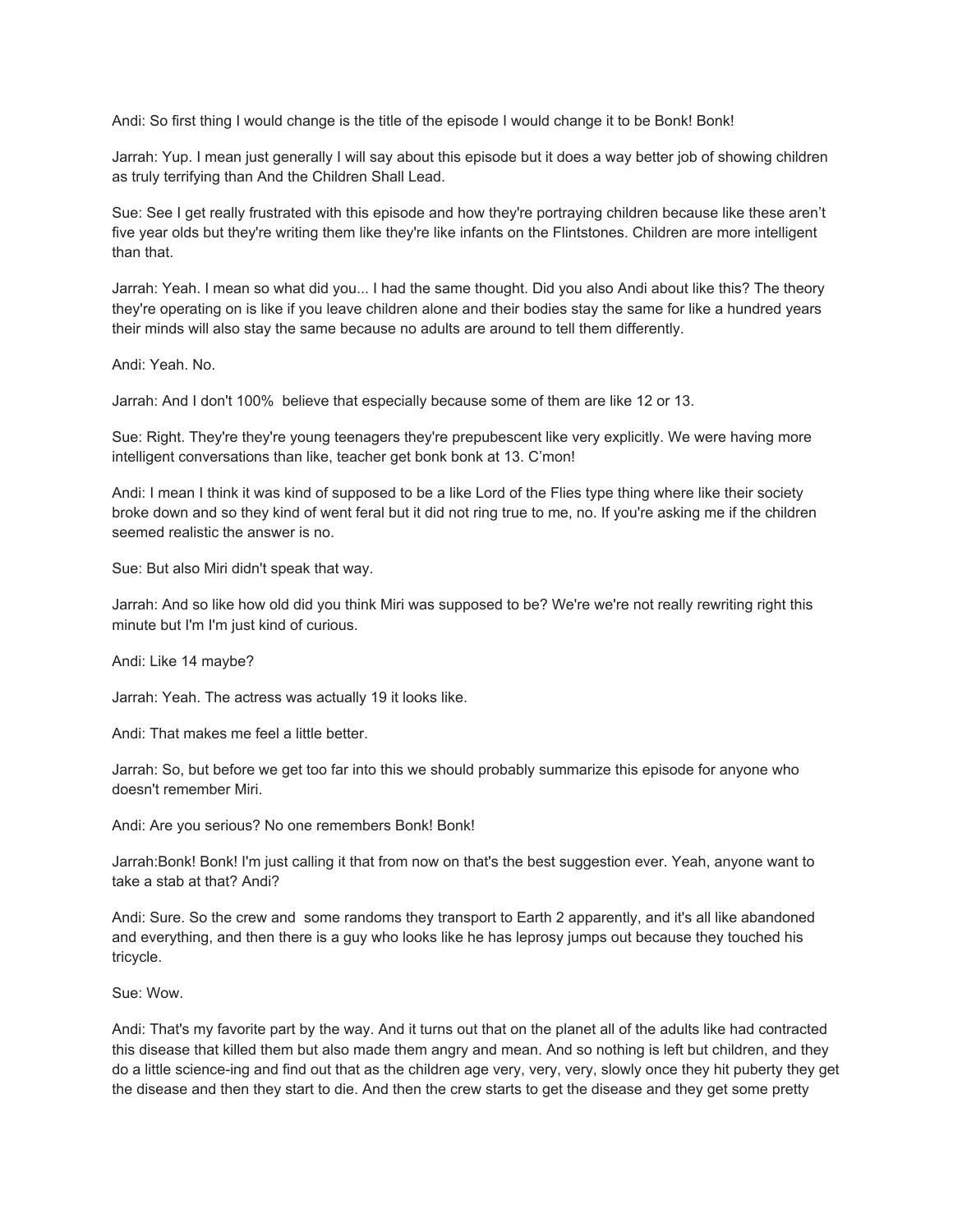Andi: So first thing I would change is the title of the episode I would change it to be Bonk! Bonk!

Jarrah: Yup. I mean just generally I will say about this episode but it does a way better job of showing children as truly terrifying than And the Children Shall Lead.

Sue: See I get really frustrated with this episode and how they're portraying children because like these aren't five year olds but they're writing them like they're like infants on the Flintstones. Children are more intelligent than that.

Jarrah: Yeah. I mean so what did you... I had the same thought. Did you also Andi about like this? The theory they're operating on is like if you leave children alone and their bodies stay the same for like a hundred years their minds will also stay the same because no adults are around to tell them differently.

Andi: Yeah. No.

Jarrah: And I don't 100% believe that especially because some of them are like 12 or 13.

Sue: Right. They're they're young teenagers they're prepubescent like very explicitly. We were having more intelligent conversations than like, teacher get bonk bonk at 13. C'mon!

Andi: I mean I think it was kind of supposed to be a like Lord of the Flies type thing where like their society broke down and so they kind of went feral but it did not ring true to me, no. If you're asking me if the children seemed realistic the answer is no.

Sue: But also Miri didn't speak that way.

Jarrah: And so like how old did you think Miri was supposed to be? We're we're not really rewriting right this minute but I'm I'm just kind of curious.

Andi: Like 14 maybe?

Jarrah: Yeah. The actress was actually 19 it looks like.

Andi: That makes me feel a little better.

Jarrah: So, but before we get too far into this we should probably summarize this episode for anyone who doesn't remember Miri.

Andi: Are you serious? No one remembers Bonk! Bonk!

Jarrah:Bonk! Bonk! I'm just calling it that from now on that's the best suggestion ever. Yeah, anyone want to take a stab at that? Andi?

Andi: Sure. So the crew and some randoms they transport to Earth 2 apparently, and it's all like abandoned and everything, and then there is a guy who looks like he has leprosy jumps out because they touched his tricycle.

Sue: Wow.

Andi: That's my favorite part by the way. And it turns out that on the planet all of the adults like had contracted this disease that killed them but also made them angry and mean. And so nothing is left but children, and they do a little science-ing and find out that as the children age very, very, very, slowly once they hit puberty they get the disease and then they start to die. And then the crew starts to get the disease and they get some pretty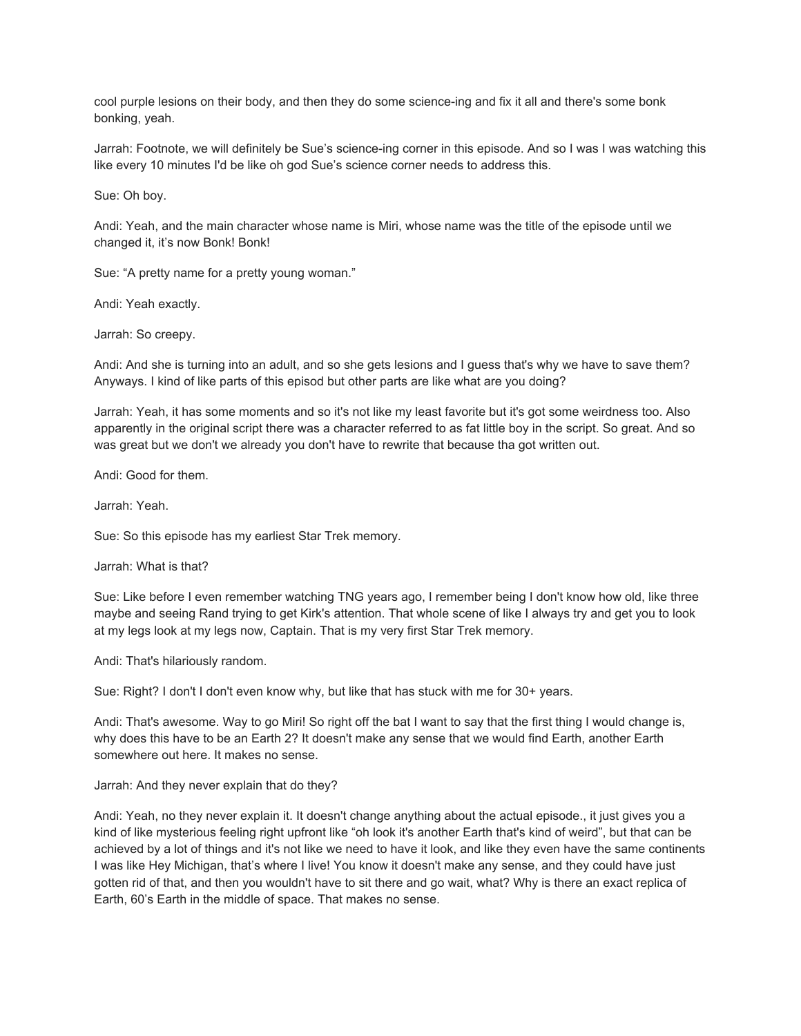cool purple lesions on their body, and then they do some science-ing and fix it all and there's some bonk bonking, yeah.

Jarrah: Footnote, we will definitely be Sue's science-ing corner in this episode. And so I was I was watching this like every 10 minutes I'd be like oh god Sue's science corner needs to address this.

Sue: Oh boy.

Andi: Yeah, and the main character whose name is Miri, whose name was the title of the episode until we changed it, it's now Bonk! Bonk!

Sue: "A pretty name for a pretty young woman."

Andi: Yeah exactly.

Jarrah: So creepy.

Andi: And she is turning into an adult, and so she gets lesions and I guess that's why we have to save them? Anyways. I kind of like parts of this episod but other parts are like what are you doing?

Jarrah: Yeah, it has some moments and so it's not like my least favorite but it's got some weirdness too. Also apparently in the original script there was a character referred to as fat little boy in the script. So great. And so was great but we don't we already you don't have to rewrite that because tha got written out.

Andi: Good for them.

Jarrah: Yeah.

Sue: So this episode has my earliest Star Trek memory.

Jarrah: What is that?

Sue: Like before I even remember watching TNG years ago, I remember being I don't know how old, like three maybe and seeing Rand trying to get Kirk's attention. That whole scene of like I always try and get you to look at my legs look at my legs now, Captain. That is my very first Star Trek memory.

Andi: That's hilariously random.

Sue: Right? I don't I don't even know why, but like that has stuck with me for 30+ years.

Andi: That's awesome. Way to go Miri! So right off the bat I want to say that the first thing I would change is, why does this have to be an Earth 2? It doesn't make any sense that we would find Earth, another Earth somewhere out here. It makes no sense.

Jarrah: And they never explain that do they?

Andi: Yeah, no they never explain it. It doesn't change anything about the actual episode., it just gives you a kind of like mysterious feeling right upfront like "oh look it's another Earth that's kind of weird", but that can be achieved by a lot of things and it's not like we need to have it look, and like they even have the same continents I was like Hey Michigan, that's where I live! You know it doesn't make any sense, and they could have just gotten rid of that, and then you wouldn't have to sit there and go wait, what? Why is there an exact replica of Earth, 60's Earth in the middle of space. That makes no sense.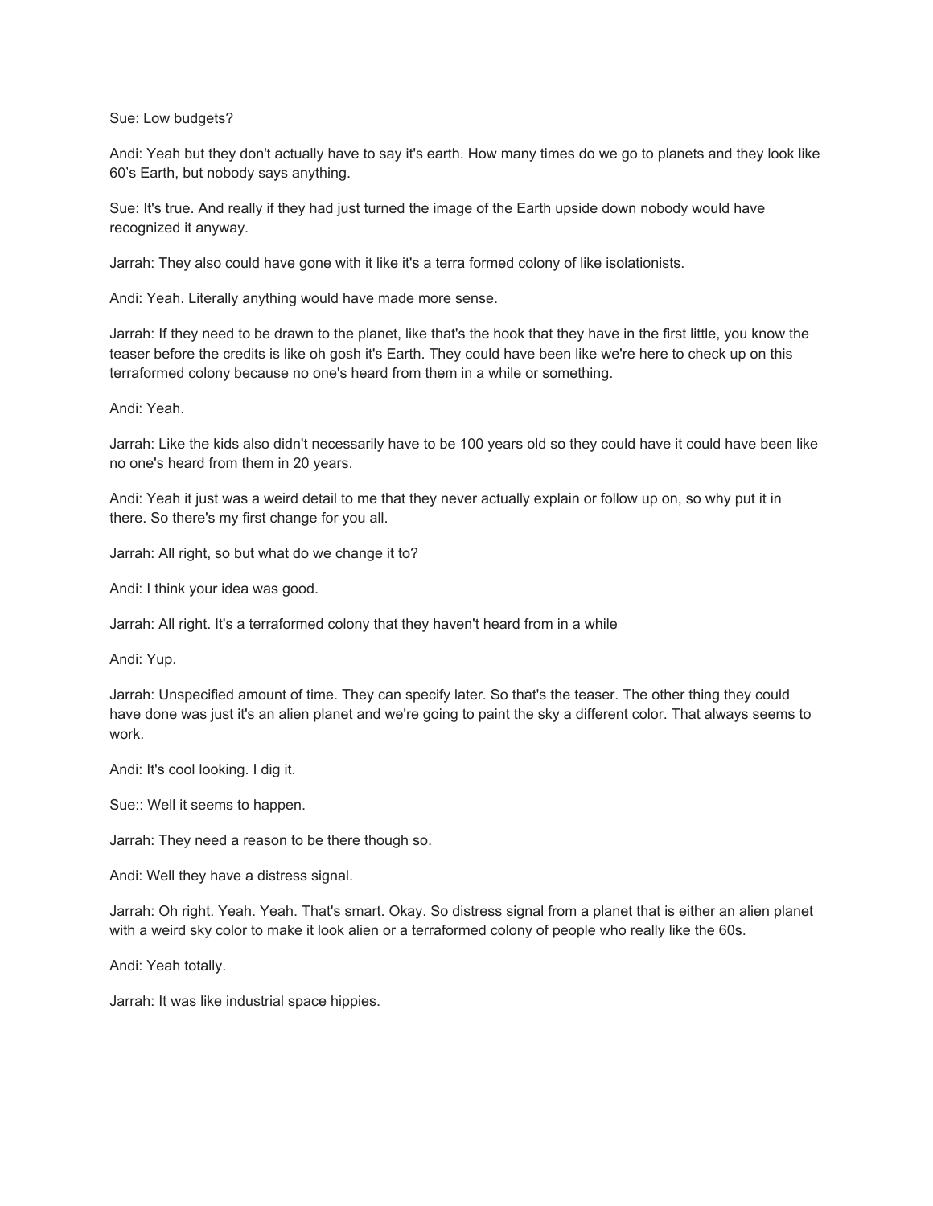Sue: Low budgets?

Andi: Yeah but they don't actually have to say it's earth. How many times do we go to planets and they look like 60's Earth, but nobody says anything.

Sue: It's true. And really if they had just turned the image of the Earth upside down nobody would have recognized it anyway.

Jarrah: They also could have gone with it like it's a terra formed colony of like isolationists.

Andi: Yeah. Literally anything would have made more sense.

Jarrah: If they need to be drawn to the planet, like that's the hook that they have in the first little, you know the teaser before the credits is like oh gosh it's Earth. They could have been like we're here to check up on this terraformed colony because no one's heard from them in a while or something.

Andi: Yeah.

Jarrah: Like the kids also didn't necessarily have to be 100 years old so they could have it could have been like no one's heard from them in 20 years.

Andi: Yeah it just was a weird detail to me that they never actually explain or follow up on, so why put it in there. So there's my first change for you all.

Jarrah: All right, so but what do we change it to?

Andi: I think your idea was good.

Jarrah: All right. It's a terraformed colony that they haven't heard from in a while

Andi: Yup.

Jarrah: Unspecified amount of time. They can specify later. So that's the teaser. The other thing they could have done was just it's an alien planet and we're going to paint the sky a different color. That always seems to work.

Andi: It's cool looking. I dig it.

Sue:: Well it seems to happen.

Jarrah: They need a reason to be there though so.

Andi: Well they have a distress signal.

Jarrah: Oh right. Yeah. Yeah. That's smart. Okay. So distress signal from a planet that is either an alien planet with a weird sky color to make it look alien or a terraformed colony of people who really like the 60s.

Andi: Yeah totally.

Jarrah: It was like industrial space hippies.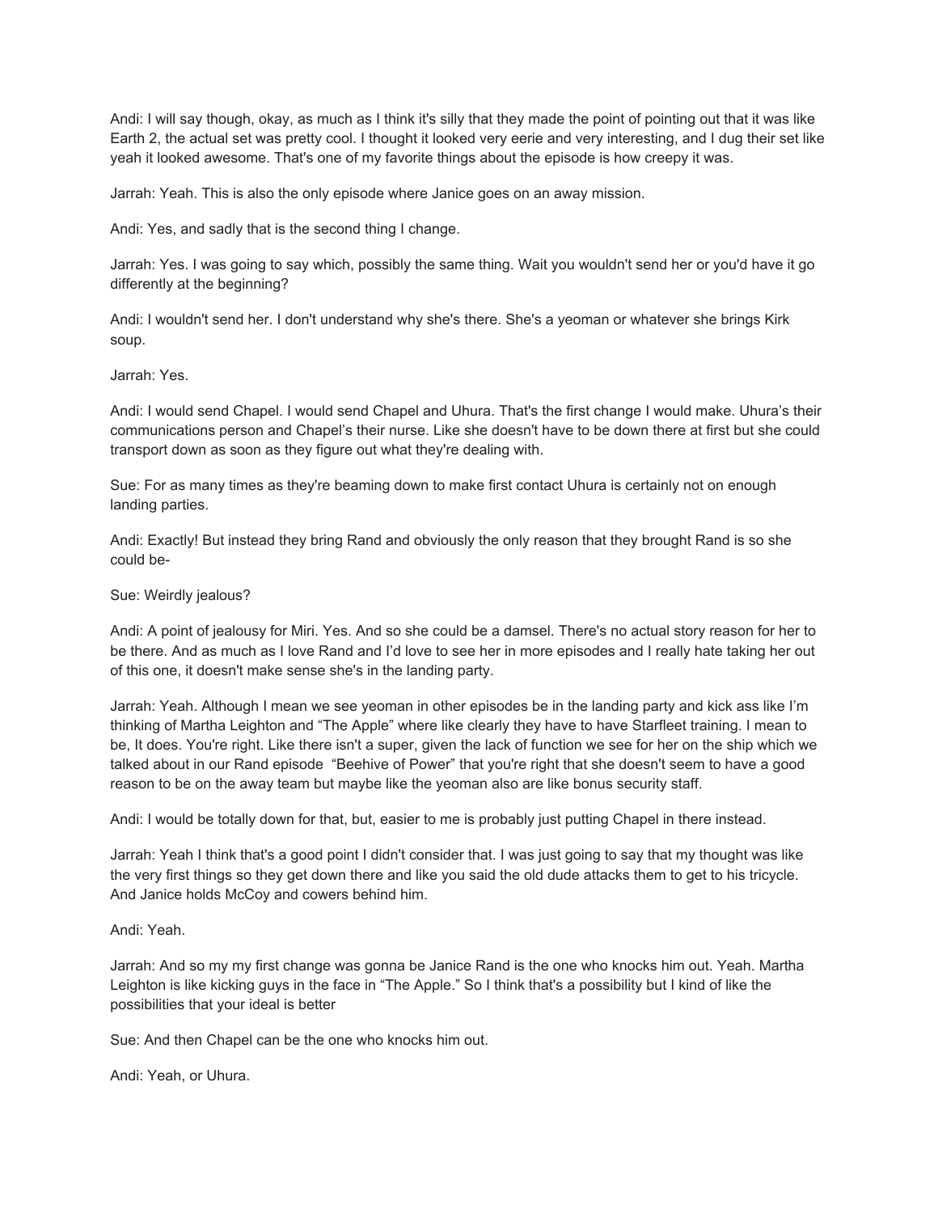Andi: I will say though, okay, as much as I think it's silly that they made the point of pointing out that it was like Earth 2, the actual set was pretty cool. I thought it looked very eerie and very interesting, and I dug their set like yeah it looked awesome. That's one of my favorite things about the episode is how creepy it was.

Jarrah: Yeah. This is also the only episode where Janice goes on an away mission.

Andi: Yes, and sadly that is the second thing I change.

Jarrah: Yes. I was going to say which, possibly the same thing. Wait you wouldn't send her or you'd have it go differently at the beginning?

Andi: I wouldn't send her. I don't understand why she's there. She's a yeoman or whatever she brings Kirk soup.

Jarrah: Yes.

Andi: I would send Chapel. I would send Chapel and Uhura. That's the first change I would make. Uhura's their communications person and Chapel's their nurse. Like she doesn't have to be down there at first but she could transport down as soon as they figure out what they're dealing with.

Sue: For as many times as they're beaming down to make first contact Uhura is certainly not on enough landing parties.

Andi: Exactly! But instead they bring Rand and obviously the only reason that they brought Rand is so she could be-

Sue: Weirdly jealous?

Andi: A point of jealousy for Miri. Yes. And so she could be a damsel. There's no actual story reason for her to be there. And as much as I love Rand and I'd love to see her in more episodes and I really hate taking her out of this one, it doesn't make sense she's in the landing party.

Jarrah: Yeah. Although I mean we see yeoman in other episodes be in the landing party and kick ass like I'm thinking of Martha Leighton and "The Apple" where like clearly they have to have Starfleet training. I mean to be, It does. You're right. Like there isn't a super, given the lack of function we see for her on the ship which we talked about in our Rand episode "Beehive of Power" that you're right that she doesn't seem to have a good reason to be on the away team but maybe like the yeoman also are like bonus security staff.

Andi: I would be totally down for that, but, easier to me is probably just putting Chapel in there instead.

Jarrah: Yeah I think that's a good point I didn't consider that. I was just going to say that my thought was like the very first things so they get down there and like you said the old dude attacks them to get to his tricycle. And Janice holds McCoy and cowers behind him.

Andi: Yeah.

Jarrah: And so my my first change was gonna be Janice Rand is the one who knocks him out. Yeah. Martha Leighton is like kicking guys in the face in "The Apple." So I think that's a possibility but I kind of like the possibilities that your ideal is better

Sue: And then Chapel can be the one who knocks him out.

Andi: Yeah, or Uhura.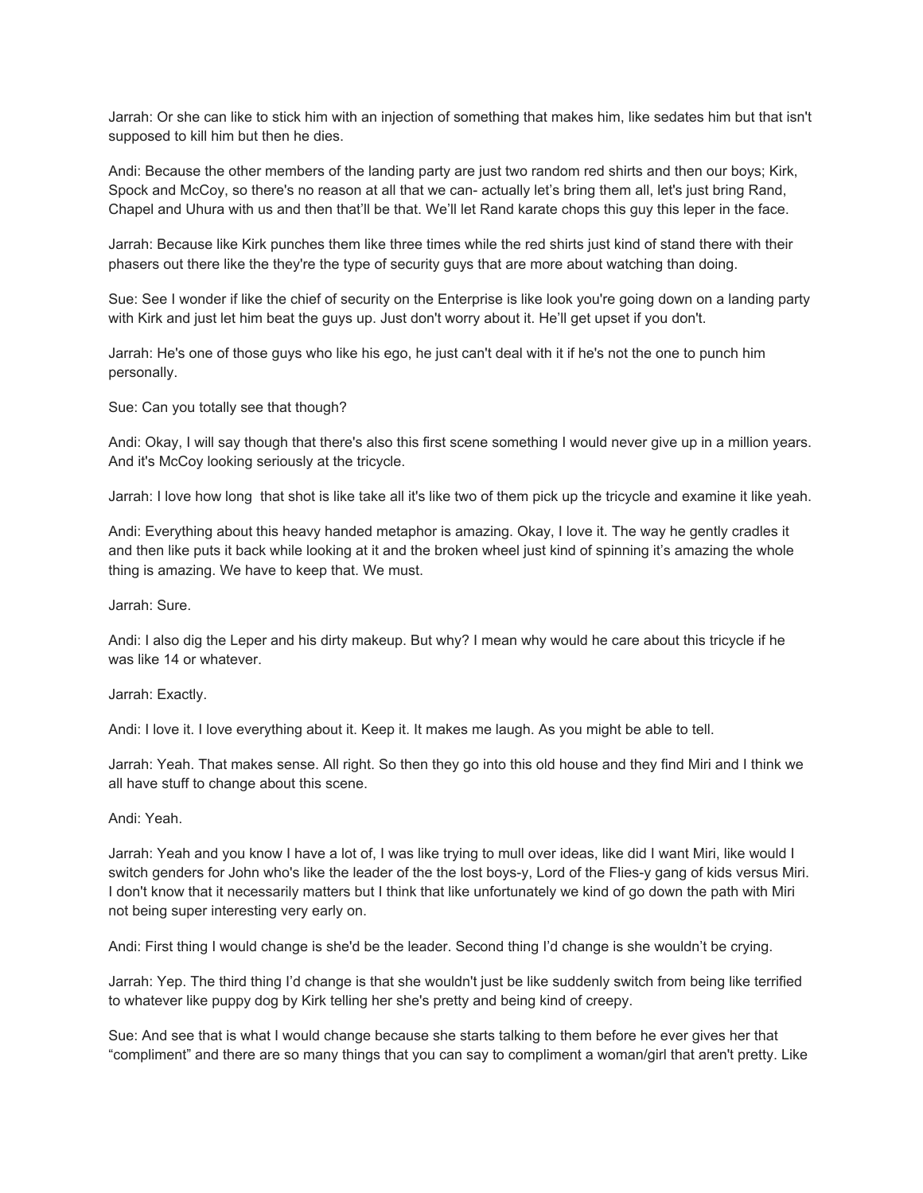Jarrah: Or she can like to stick him with an injection of something that makes him, like sedates him but that isn't supposed to kill him but then he dies.

Andi: Because the other members of the landing party are just two random red shirts and then our boys; Kirk, Spock and McCoy, so there's no reason at all that we can- actually let's bring them all, let's just bring Rand, Chapel and Uhura with us and then that'll be that. We'll let Rand karate chops this guy this leper in the face.

Jarrah: Because like Kirk punches them like three times while the red shirts just kind of stand there with their phasers out there like the they're the type of security guys that are more about watching than doing.

Sue: See I wonder if like the chief of security on the Enterprise is like look you're going down on a landing party with Kirk and just let him beat the guys up. Just don't worry about it. He'll get upset if you don't.

Jarrah: He's one of those guys who like his ego, he just can't deal with it if he's not the one to punch him personally.

Sue: Can you totally see that though?

Andi: Okay, I will say though that there's also this first scene something I would never give up in a million years. And it's McCoy looking seriously at the tricycle.

Jarrah: I love how long that shot is like take all it's like two of them pick up the tricycle and examine it like yeah.

Andi: Everything about this heavy handed metaphor is amazing. Okay, I love it. The way he gently cradles it and then like puts it back while looking at it and the broken wheel just kind of spinning it's amazing the whole thing is amazing. We have to keep that. We must.

Jarrah: Sure.

Andi: I also dig the Leper and his dirty makeup. But why? I mean why would he care about this tricycle if he was like 14 or whatever.

Jarrah: Exactly.

Andi: I love it. I love everything about it. Keep it. It makes me laugh. As you might be able to tell.

Jarrah: Yeah. That makes sense. All right. So then they go into this old house and they find Miri and I think we all have stuff to change about this scene.

Andi: Yeah.

Jarrah: Yeah and you know I have a lot of, I was like trying to mull over ideas, like did I want Miri, like would I switch genders for John who's like the leader of the the lost boys-y, Lord of the Flies-y gang of kids versus Miri. I don't know that it necessarily matters but I think that like unfortunately we kind of go down the path with Miri not being super interesting very early on.

Andi: First thing I would change is she'd be the leader. Second thing I'd change is she wouldn't be crying.

Jarrah: Yep. The third thing I'd change is that she wouldn't just be like suddenly switch from being like terrified to whatever like puppy dog by Kirk telling her she's pretty and being kind of creepy.

Sue: And see that is what I would change because she starts talking to them before he ever gives her that "compliment" and there are so many things that you can say to compliment a woman/girl that aren't pretty. Like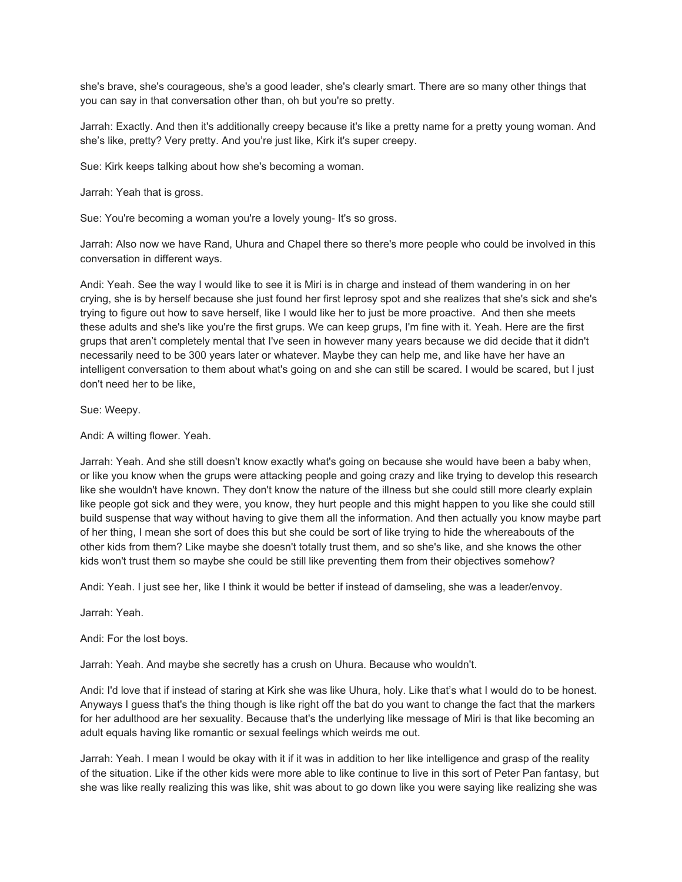she's brave, she's courageous, she's a good leader, she's clearly smart. There are so many other things that you can say in that conversation other than, oh but you're so pretty.

Jarrah: Exactly. And then it's additionally creepy because it's like a pretty name for a pretty young woman. And she's like, pretty? Very pretty. And you're just like, Kirk it's super creepy.

Sue: Kirk keeps talking about how she's becoming a woman.

Jarrah: Yeah that is gross.

Sue: You're becoming a woman you're a lovely young- It's so gross.

Jarrah: Also now we have Rand, Uhura and Chapel there so there's more people who could be involved in this conversation in different ways.

Andi: Yeah. See the way I would like to see it is Miri is in charge and instead of them wandering in on her crying, she is by herself because she just found her first leprosy spot and she realizes that she's sick and she's trying to figure out how to save herself, like I would like her to just be more proactive. And then she meets these adults and she's like you're the first grups. We can keep grups, I'm fine with it. Yeah. Here are the first grups that aren't completely mental that I've seen in however many years because we did decide that it didn't necessarily need to be 300 years later or whatever. Maybe they can help me, and like have her have an intelligent conversation to them about what's going on and she can still be scared. I would be scared, but I just don't need her to be like,

Sue: Weepy.

Andi: A wilting flower. Yeah.

Jarrah: Yeah. And she still doesn't know exactly what's going on because she would have been a baby when, or like you know when the grups were attacking people and going crazy and like trying to develop this research like she wouldn't have known. They don't know the nature of the illness but she could still more clearly explain like people got sick and they were, you know, they hurt people and this might happen to you like she could still build suspense that way without having to give them all the information. And then actually you know maybe part of her thing, I mean she sort of does this but she could be sort of like trying to hide the whereabouts of the other kids from them? Like maybe she doesn't totally trust them, and so she's like, and she knows the other kids won't trust them so maybe she could be still like preventing them from their objectives somehow?

Andi: Yeah. I just see her, like I think it would be better if instead of damseling, she was a leader/envoy.

Jarrah: Yeah.

Andi: For the lost boys.

Jarrah: Yeah. And maybe she secretly has a crush on Uhura. Because who wouldn't.

Andi: I'd love that if instead of staring at Kirk she was like Uhura, holy. Like that's what I would do to be honest. Anyways I guess that's the thing though is like right off the bat do you want to change the fact that the markers for her adulthood are her sexuality. Because that's the underlying like message of Miri is that like becoming an adult equals having like romantic or sexual feelings which weirds me out.

Jarrah: Yeah. I mean I would be okay with it if it was in addition to her like intelligence and grasp of the reality of the situation. Like if the other kids were more able to like continue to live in this sort of Peter Pan fantasy, but she was like really realizing this was like, shit was about to go down like you were saying like realizing she was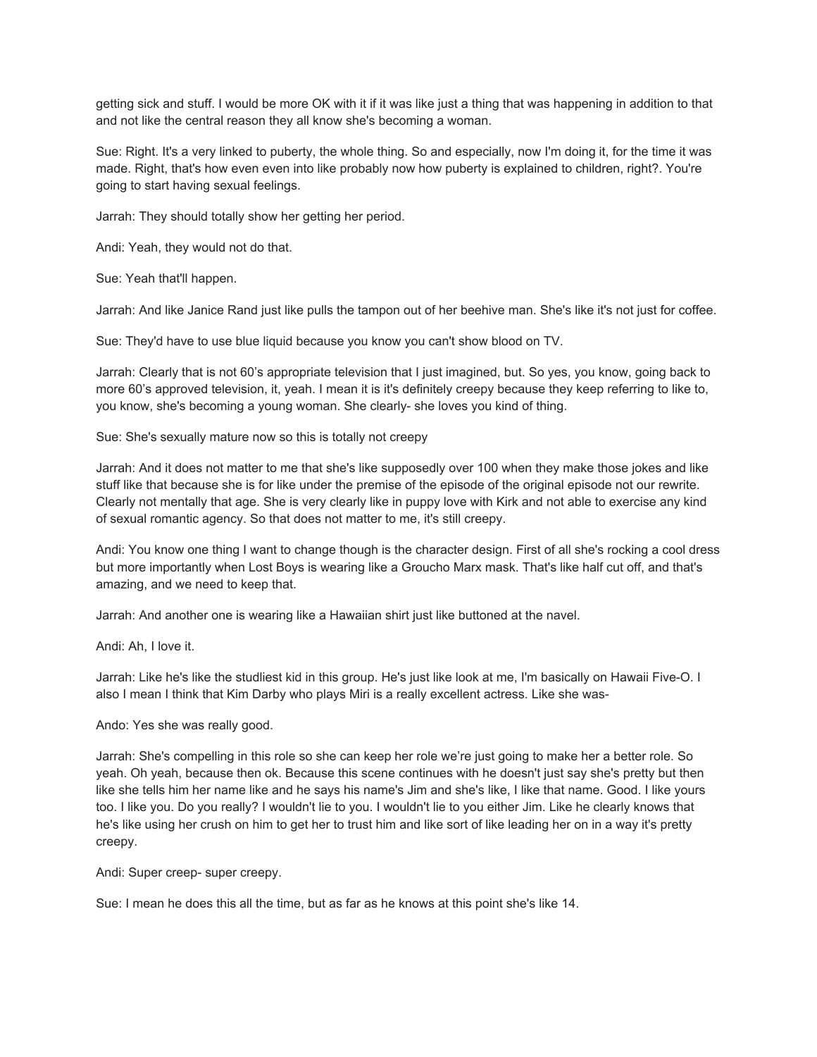getting sick and stuff. I would be more OK with it if it was like just a thing that was happening in addition to that and not like the central reason they all know she's becoming a woman.

Sue: Right. It's a very linked to puberty, the whole thing. So and especially, now I'm doing it, for the time it was made. Right, that's how even even into like probably now how puberty is explained to children, right?. You're going to start having sexual feelings.

Jarrah: They should totally show her getting her period.

Andi: Yeah, they would not do that.

Sue: Yeah that'll happen.

Jarrah: And like Janice Rand just like pulls the tampon out of her beehive man. She's like it's not just for coffee.

Sue: They'd have to use blue liquid because you know you can't show blood on TV.

Jarrah: Clearly that is not 60's appropriate television that I just imagined, but. So yes, you know, going back to more 60's approved television, it, yeah. I mean it is it's definitely creepy because they keep referring to like to, you know, she's becoming a young woman. She clearly- she loves you kind of thing.

Sue: She's sexually mature now so this is totally not creepy

Jarrah: And it does not matter to me that she's like supposedly over 100 when they make those jokes and like stuff like that because she is for like under the premise of the episode of the original episode not our rewrite. Clearly not mentally that age. She is very clearly like in puppy love with Kirk and not able to exercise any kind of sexual romantic agency. So that does not matter to me, it's still creepy.

Andi: You know one thing I want to change though is the character design. First of all she's rocking a cool dress but more importantly when Lost Boys is wearing like a Groucho Marx mask. That's like half cut off, and that's amazing, and we need to keep that.

Jarrah: And another one is wearing like a Hawaiian shirt just like buttoned at the navel.

Andi: Ah, I love it.

Jarrah: Like he's like the studliest kid in this group. He's just like look at me, I'm basically on Hawaii Five-O. I also I mean I think that Kim Darby who plays Miri is a really excellent actress. Like she was-

Ando: Yes she was really good.

Jarrah: She's compelling in this role so she can keep her role we're just going to make her a better role. So yeah. Oh yeah, because then ok. Because this scene continues with he doesn't just say she's pretty but then like she tells him her name like and he says his name's Jim and she's like, I like that name. Good. I like yours too. I like you. Do you really? I wouldn't lie to you. I wouldn't lie to you either Jim. Like he clearly knows that he's like using her crush on him to get her to trust him and like sort of like leading her on in a way it's pretty creepy.

Andi: Super creep- super creepy.

Sue: I mean he does this all the time, but as far as he knows at this point she's like 14.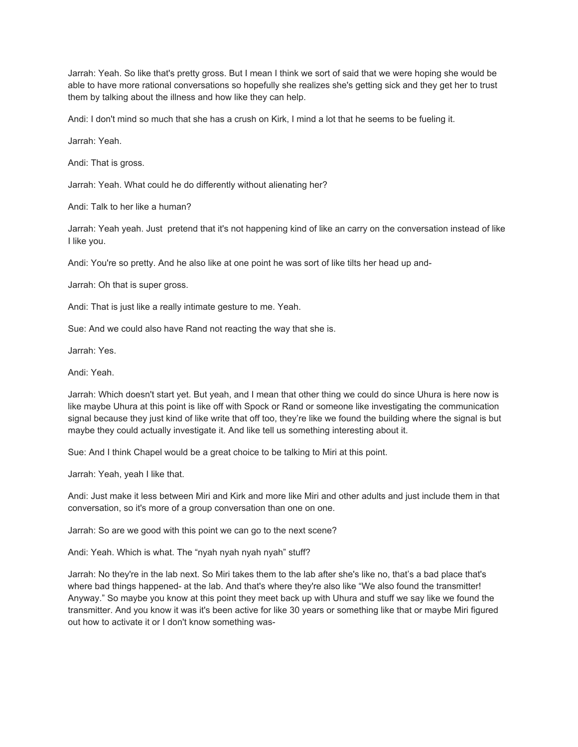Jarrah: Yeah. So like that's pretty gross. But I mean I think we sort of said that we were hoping she would be able to have more rational conversations so hopefully she realizes she's getting sick and they get her to trust them by talking about the illness and how like they can help.

Andi: I don't mind so much that she has a crush on Kirk, I mind a lot that he seems to be fueling it.

Jarrah: Yeah.

Andi: That is gross.

Jarrah: Yeah. What could he do differently without alienating her?

Andi: Talk to her like a human?

Jarrah: Yeah yeah. Just pretend that it's not happening kind of like an carry on the conversation instead of like I like you.

Andi: You're so pretty. And he also like at one point he was sort of like tilts her head up and-

Jarrah: Oh that is super gross.

Andi: That is just like a really intimate gesture to me. Yeah.

Sue: And we could also have Rand not reacting the way that she is.

Jarrah: Yes.

Andi: Yeah.

Jarrah: Which doesn't start yet. But yeah, and I mean that other thing we could do since Uhura is here now is like maybe Uhura at this point is like off with Spock or Rand or someone like investigating the communication signal because they just kind of like write that off too, they're like we found the building where the signal is but maybe they could actually investigate it. And like tell us something interesting about it.

Sue: And I think Chapel would be a great choice to be talking to Miri at this point.

Jarrah: Yeah, yeah I like that.

Andi: Just make it less between Miri and Kirk and more like Miri and other adults and just include them in that conversation, so it's more of a group conversation than one on one.

Jarrah: So are we good with this point we can go to the next scene?

Andi: Yeah. Which is what. The "nyah nyah nyah nyah" stuff?

Jarrah: No they're in the lab next. So Miri takes them to the lab after she's like no, that's a bad place that's where bad things happened- at the lab. And that's where they're also like "We also found the transmitter! Anyway." So maybe you know at this point they meet back up with Uhura and stuff we say like we found the transmitter. And you know it was it's been active for like 30 years or something like that or maybe Miri figured out how to activate it or I don't know something was-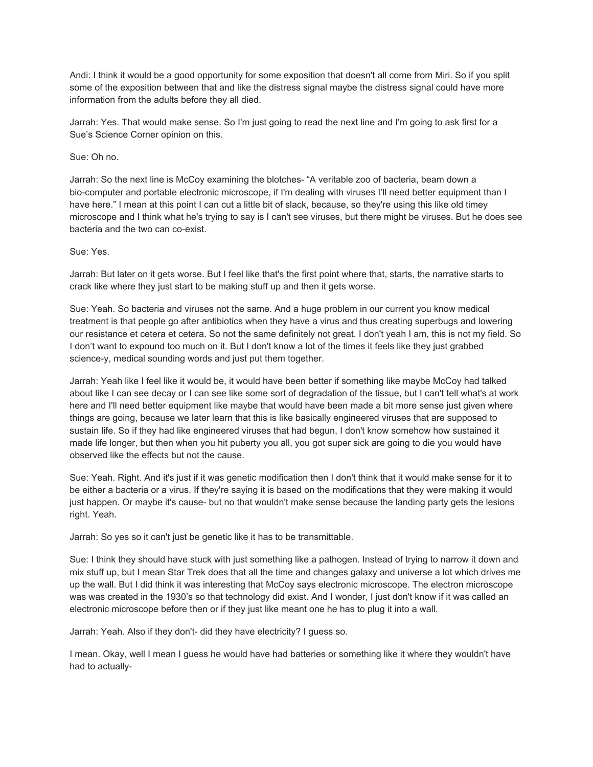Andi: I think it would be a good opportunity for some exposition that doesn't all come from Miri. So if you split some of the exposition between that and like the distress signal maybe the distress signal could have more information from the adults before they all died.

Jarrah: Yes. That would make sense. So I'm just going to read the next line and I'm going to ask first for a Sue's Science Corner opinion on this.

Sue: Oh no.

Jarrah: So the next line is McCoy examining the blotches- "A veritable zoo of bacteria, beam down a bio-computer and portable electronic microscope, if I'm dealing with viruses I'll need better equipment than I have here." I mean at this point I can cut a little bit of slack, because, so they're using this like old timey microscope and I think what he's trying to say is I can't see viruses, but there might be viruses. But he does see bacteria and the two can co-exist.

Sue: Yes.

Jarrah: But later on it gets worse. But I feel like that's the first point where that, starts, the narrative starts to crack like where they just start to be making stuff up and then it gets worse.

Sue: Yeah. So bacteria and viruses not the same. And a huge problem in our current you know medical treatment is that people go after antibiotics when they have a virus and thus creating superbugs and lowering our resistance et cetera et cetera. So not the same definitely not great. I don't yeah I am, this is not my field. So I don't want to expound too much on it. But I don't know a lot of the times it feels like they just grabbed science-y, medical sounding words and just put them together.

Jarrah: Yeah like I feel like it would be, it would have been better if something like maybe McCoy had talked about like I can see decay or I can see like some sort of degradation of the tissue, but I can't tell what's at work here and I'll need better equipment like maybe that would have been made a bit more sense just given where things are going, because we later learn that this is like basically engineered viruses that are supposed to sustain life. So if they had like engineered viruses that had begun, I don't know somehow how sustained it made life longer, but then when you hit puberty you all, you got super sick are going to die you would have observed like the effects but not the cause.

Sue: Yeah. Right. And it's just if it was genetic modification then I don't think that it would make sense for it to be either a bacteria or a virus. If they're saying it is based on the modifications that they were making it would just happen. Or maybe it's cause- but no that wouldn't make sense because the landing party gets the lesions right. Yeah.

Jarrah: So yes so it can't just be genetic like it has to be transmittable.

Sue: I think they should have stuck with just something like a pathogen. Instead of trying to narrow it down and mix stuff up, but I mean Star Trek does that all the time and changes galaxy and universe a lot which drives me up the wall. But I did think it was interesting that McCoy says electronic microscope. The electron microscope was was created in the 1930's so that technology did exist. And I wonder, I just don't know if it was called an electronic microscope before then or if they just like meant one he has to plug it into a wall.

Jarrah: Yeah. Also if they don't- did they have electricity? I guess so.

I mean. Okay, well I mean I guess he would have had batteries or something like it where they wouldn't have had to actually-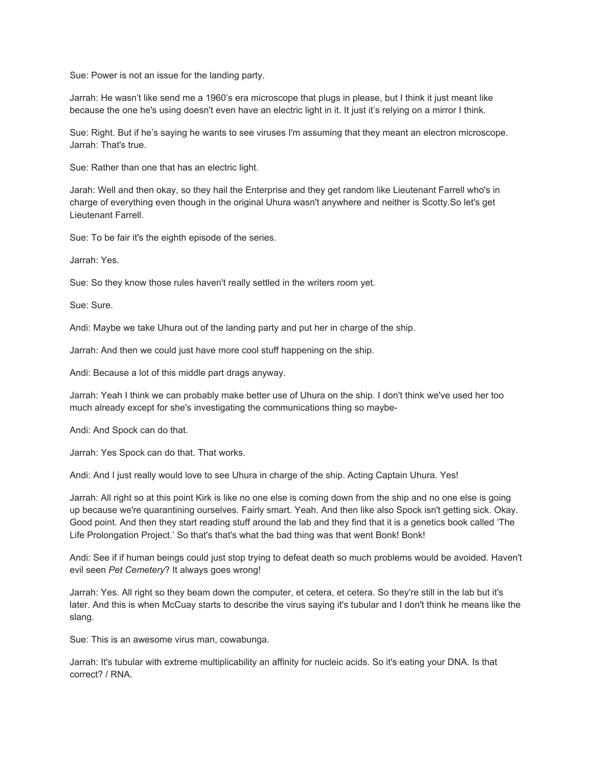Sue: Power is not an issue for the landing party.

Jarrah: He wasn't like send me a 1960's era microscope that plugs in please, but I think it just meant like because the one he's using doesn't even have an electric light in it. It just it's relying on a mirror I think.

Sue: Right. But if he's saying he wants to see viruses I'm assuming that they meant an electron microscope.
Jarrah: That's true.

Sue: Rather than one that has an electric light.

Jarah: Well and then okay, so they hail the Enterprise and they get random like Lieutenant Farrell who's in charge of everything even though in the original Uhura wasn't anywhere and neither is Scotty.So let's get Lieutenant Farrell.

Sue: To be fair it's the eighth episode of the series.

Jarrah: Yes.

Sue: So they know those rules haven't really settled in the writers room yet.

Sue: Sure.

Andi: Maybe we take Uhura out of the landing party and put her in charge of the ship.

Jarrah: And then we could just have more cool stuff happening on the ship.

Andi: Because a lot of this middle part drags anyway.

Jarrah: Yeah I think we can probably make better use of Uhura on the ship. I don't think we've used her too much already except for she's investigating the communications thing so maybe-

Andi: And Spock can do that.

Jarrah: Yes Spock can do that. That works.

Andi: And I just really would love to see Uhura in charge of the ship. Acting Captain Uhura. Yes!

Jarrah: All right so at this point Kirk is like no one else is coming down from the ship and no one else is going up because we're quarantining ourselves. Fairly smart. Yeah. And then like also Spock isn't getting sick. Okay. Good point. And then they start reading stuff around the lab and they find that it is a genetics book called 'The Life Prolongation Project.' So that's that's what the bad thing was that went Bonk! Bonk!

Andi: See if if human beings could just stop trying to defeat death so much problems would be avoided. Haven't evil seen *Pet Cemetery*? It always goes wrong!

Jarrah: Yes. All right so they beam down the computer, et cetera, et cetera. So they're still in the lab but it's later. And this is when McCuay starts to describe the virus saying it's tubular and I don't think he means like the slang.

Sue: This is an awesome virus man, cowabunga.

Jarrah: It's tubular with extreme multiplicability an affinity for nucleic acids. So it's eating your DNA. Is that correct? / RNA.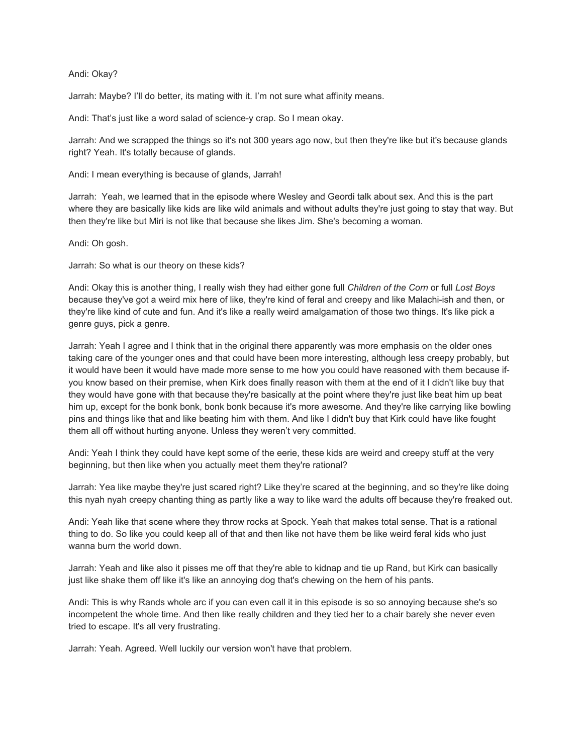Andi: Okay?

Jarrah: Maybe? I'll do better, its mating with it. I'm not sure what affinity means.

Andi: That's just like a word salad of science-y crap. So I mean okay.

Jarrah: And we scrapped the things so it's not 300 years ago now, but then they're like but it's because glands right? Yeah. It's totally because of glands.

Andi: I mean everything is because of glands, Jarrah!

Jarrah: Yeah, we learned that in the episode where Wesley and Geordi talk about sex. And this is the part where they are basically like kids are like wild animals and without adults they're just going to stay that way. But then they're like but Miri is not like that because she likes Jim. She's becoming a woman.

Andi: Oh gosh.

Jarrah: So what is our theory on these kids?

Andi: Okay this is another thing, I really wish they had either gone full *Children of the Corn* or full *Lost Boys* because they've got a weird mix here of like, they're kind of feral and creepy and like Malachi-ish and then, or they're like kind of cute and fun. And it's like a really weird amalgamation of those two things. It's like pick a genre guys, pick a genre.

Jarrah: Yeah I agree and I think that in the original there apparently was more emphasis on the older ones taking care of the younger ones and that could have been more interesting, although less creepy probably, but it would have been it would have made more sense to me how you could have reasoned with them because if- you know based on their premise, when Kirk does finally reason with them at the end of it I didn't like buy that they would have gone with that because they're basically at the point where they're just like beat him up beat him up, except for the bonk bonk, bonk bonk because it's more awesome. And they're like carrying like bowling pins and things like that and like beating him with them. And like I didn't buy that Kirk could have like fought them all off without hurting anyone. Unless they weren't very committed.

Andi: Yeah I think they could have kept some of the eerie, these kids are weird and creepy stuff at the very beginning, but then like when you actually meet them they're rational?

Jarrah: Yea like maybe they're just scared right? Like they're scared at the beginning, and so they're like doing this nyah nyah creepy chanting thing as partly like a way to like ward the adults off because they're freaked out.

Andi: Yeah like that scene where they throw rocks at Spock. Yeah that makes total sense. That is a rational thing to do. So like you could keep all of that and then like not have them be like weird feral kids who just wanna burn the world down.

Jarrah: Yeah and like also it pisses me off that they're able to kidnap and tie up Rand, but Kirk can basically just like shake them off like it's like an annoying dog that's chewing on the hem of his pants.

Andi: This is why Rands whole arc if you can even call it in this episode is so so annoying because she's so incompetent the whole time. And then like really children and they tied her to a chair barely she never even tried to escape. It's all very frustrating.

Jarrah: Yeah. Agreed. Well luckily our version won't have that problem.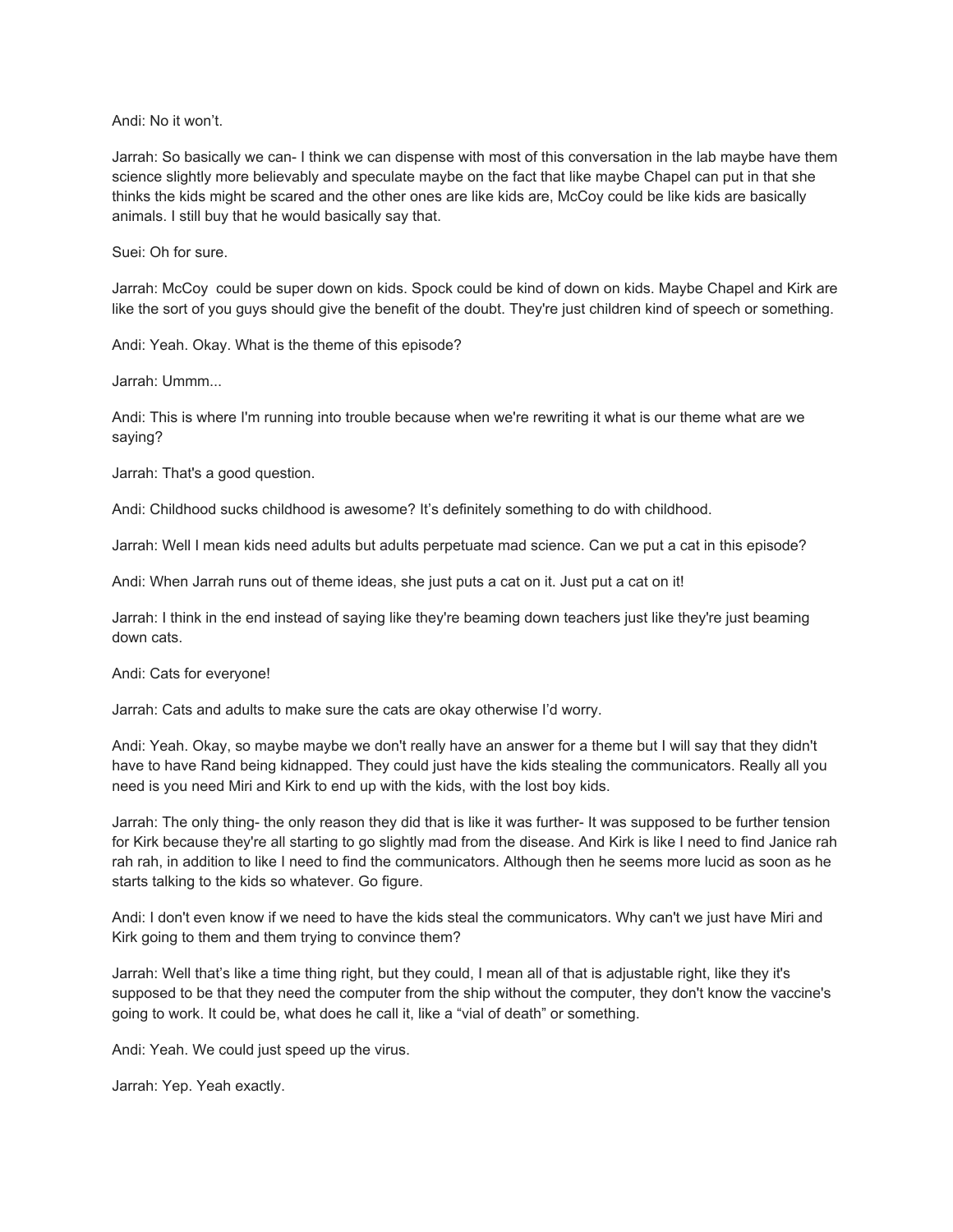Andi: No it won't.

Jarrah: So basically we can- I think we can dispense with most of this conversation in the lab maybe have them science slightly more believably and speculate maybe on the fact that like maybe Chapel can put in that she thinks the kids might be scared and the other ones are like kids are, McCoy could be like kids are basically animals. I still buy that he would basically say that.

Suei: Oh for sure.

Jarrah: McCoy could be super down on kids. Spock could be kind of down on kids. Maybe Chapel and Kirk are like the sort of you guys should give the benefit of the doubt. They're just children kind of speech or something.

Andi: Yeah. Okay. What is the theme of this episode?

Jarrah: Ummm...

Andi: This is where I'm running into trouble because when we're rewriting it what is our theme what are we saying?

Jarrah: That's a good question.

Andi: Childhood sucks childhood is awesome? It's definitely something to do with childhood.

Jarrah: Well I mean kids need adults but adults perpetuate mad science. Can we put a cat in this episode?

Andi: When Jarrah runs out of theme ideas, she just puts a cat on it. Just put a cat on it!

Jarrah: I think in the end instead of saying like they're beaming down teachers just like they're just beaming down cats.

Andi: Cats for everyone!

Jarrah: Cats and adults to make sure the cats are okay otherwise I'd worry.

Andi: Yeah. Okay, so maybe maybe we don't really have an answer for a theme but I will say that they didn't have to have Rand being kidnapped. They could just have the kids stealing the communicators. Really all you need is you need Miri and Kirk to end up with the kids, with the lost boy kids.

Jarrah: The only thing- the only reason they did that is like it was further- It was supposed to be further tension for Kirk because they're all starting to go slightly mad from the disease. And Kirk is like I need to find Janice rah rah rah, in addition to like I need to find the communicators. Although then he seems more lucid as soon as he starts talking to the kids so whatever. Go figure.

Andi: I don't even know if we need to have the kids steal the communicators. Why can't we just have Miri and Kirk going to them and them trying to convince them?

Jarrah: Well that's like a time thing right, but they could, I mean all of that is adjustable right, like they it's supposed to be that they need the computer from the ship without the computer, they don't know the vaccine's going to work. It could be, what does he call it, like a "vial of death" or something.

Andi: Yeah. We could just speed up the virus.

Jarrah: Yep. Yeah exactly.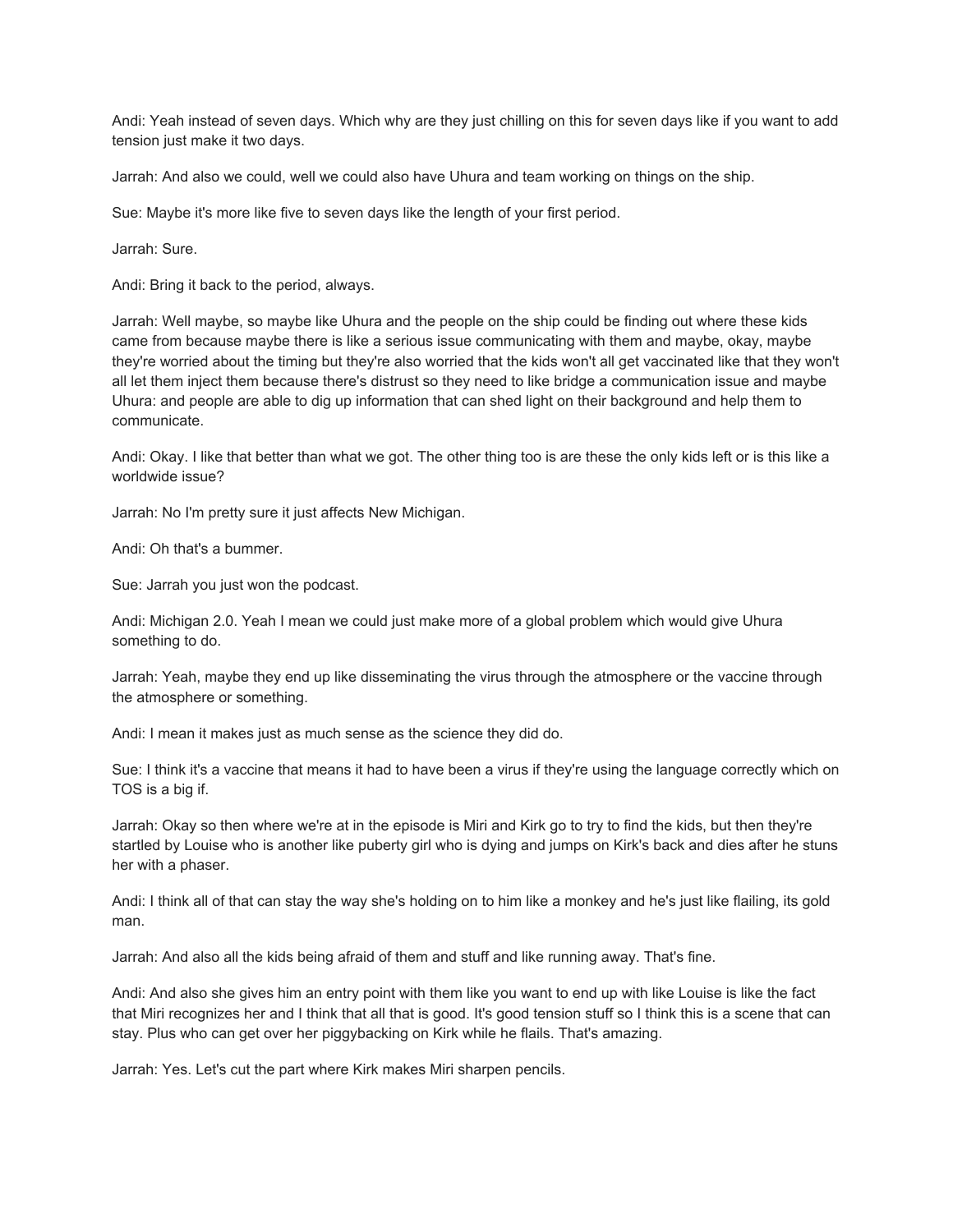Andi: Yeah instead of seven days. Which why are they just chilling on this for seven days like if you want to add tension just make it two days.

Jarrah: And also we could, well we could also have Uhura and team working on things on the ship.

Sue: Maybe it's more like five to seven days like the length of your first period.

Jarrah: Sure.

Andi: Bring it back to the period, always.

Jarrah: Well maybe, so maybe like Uhura and the people on the ship could be finding out where these kids came from because maybe there is like a serious issue communicating with them and maybe, okay, maybe they're worried about the timing but they're also worried that the kids won't all get vaccinated like that they won't all let them inject them because there's distrust so they need to like bridge a communication issue and maybe Uhura: and people are able to dig up information that can shed light on their background and help them to communicate.

Andi: Okay. I like that better than what we got. The other thing too is are these the only kids left or is this like a worldwide issue?

Jarrah: No I'm pretty sure it just affects New Michigan.

Andi: Oh that's a bummer.

Sue: Jarrah you just won the podcast.

Andi: Michigan 2.0. Yeah I mean we could just make more of a global problem which would give Uhura something to do.

Jarrah: Yeah, maybe they end up like disseminating the virus through the atmosphere or the vaccine through the atmosphere or something.

Andi: I mean it makes just as much sense as the science they did do.

Sue: I think it's a vaccine that means it had to have been a virus if they're using the language correctly which on TOS is a big if.

Jarrah: Okay so then where we're at in the episode is Miri and Kirk go to try to find the kids, but then they're startled by Louise who is another like puberty girl who is dying and jumps on Kirk's back and dies after he stuns her with a phaser.

Andi: I think all of that can stay the way she's holding on to him like a monkey and he's just like flailing, its gold man.

Jarrah: And also all the kids being afraid of them and stuff and like running away. That's fine.

Andi: And also she gives him an entry point with them like you want to end up with like Louise is like the fact that Miri recognizes her and I think that all that is good. It's good tension stuff so I think this is a scene that can stay. Plus who can get over her piggybacking on Kirk while he flails. That's amazing.

Jarrah: Yes. Let's cut the part where Kirk makes Miri sharpen pencils.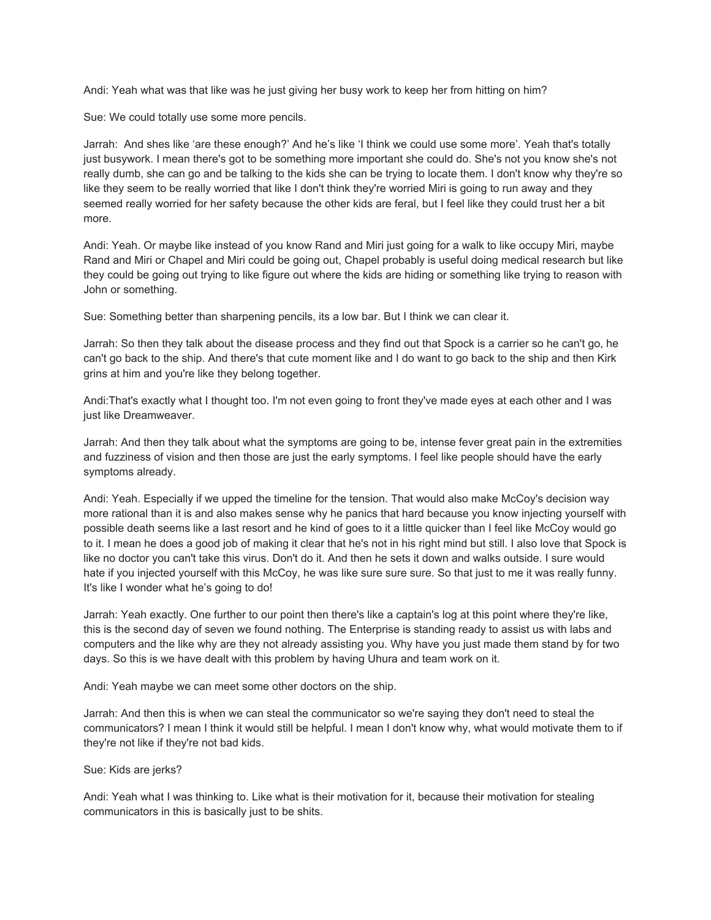Andi: Yeah what was that like was he just giving her busy work to keep her from hitting on him?

Sue: We could totally use some more pencils.

Jarrah: And shes like ‘are these enough?’ And he’s like ‘I think we could use some more’. Yeah that's totally just busywork. I mean there's got to be something more important she could do. She's not you know she's not really dumb, she can go and be talking to the kids she can be trying to locate them. I don't know why they're so like they seem to be really worried that like I don't think they're worried Miri is going to run away and they seemed really worried for her safety because the other kids are feral, but I feel like they could trust her a bit more.

Andi: Yeah. Or maybe like instead of you know Rand and Miri just going for a walk to like occupy Miri, maybe Rand and Miri or Chapel and Miri could be going out, Chapel probably is useful doing medical research but like they could be going out trying to like figure out where the kids are hiding or something like trying to reason with John or something.

Sue: Something better than sharpening pencils, its a low bar. But I think we can clear it.

Jarrah: So then they talk about the disease process and they find out that Spock is a carrier so he can't go, he can't go back to the ship. And there's that cute moment like and I do want to go back to the ship and then Kirk grins at him and you're like they belong together.

Andi:That's exactly what I thought too. I'm not even going to front they've made eyes at each other and I was just like Dreamweaver.

Jarrah: And then they talk about what the symptoms are going to be, intense fever great pain in the extremities and fuzziness of vision and then those are just the early symptoms. I feel like people should have the early symptoms already.

Andi: Yeah. Especially if we upped the timeline for the tension. That would also make McCoy's decision way more rational than it is and also makes sense why he panics that hard because you know injecting yourself with possible death seems like a last resort and he kind of goes to it a little quicker than I feel like McCoy would go to it. I mean he does a good job of making it clear that he's not in his right mind but still. I also love that Spock is like no doctor you can't take this virus. Don't do it. And then he sets it down and walks outside. I sure would hate if you injected yourself with this McCoy, he was like sure sure sure. So that just to me it was really funny. It's like I wonder what he’s going to do!

Jarrah: Yeah exactly. One further to our point then there's like a captain's log at this point where they're like, this is the second day of seven we found nothing. The Enterprise is standing ready to assist us with labs and computers and the like why are they not already assisting you. Why have you just made them stand by for two days. So this is we have dealt with this problem by having Uhura and team work on it.

Andi: Yeah maybe we can meet some other doctors on the ship.

Jarrah: And then this is when we can steal the communicator so we're saying they don't need to steal the communicators? I mean I think it would still be helpful. I mean I don't know why, what would motivate them to if they're not like if they're not bad kids.

Sue: Kids are jerks?

Andi: Yeah what I was thinking to. Like what is their motivation for it, because their motivation for stealing communicators in this is basically just to be shits.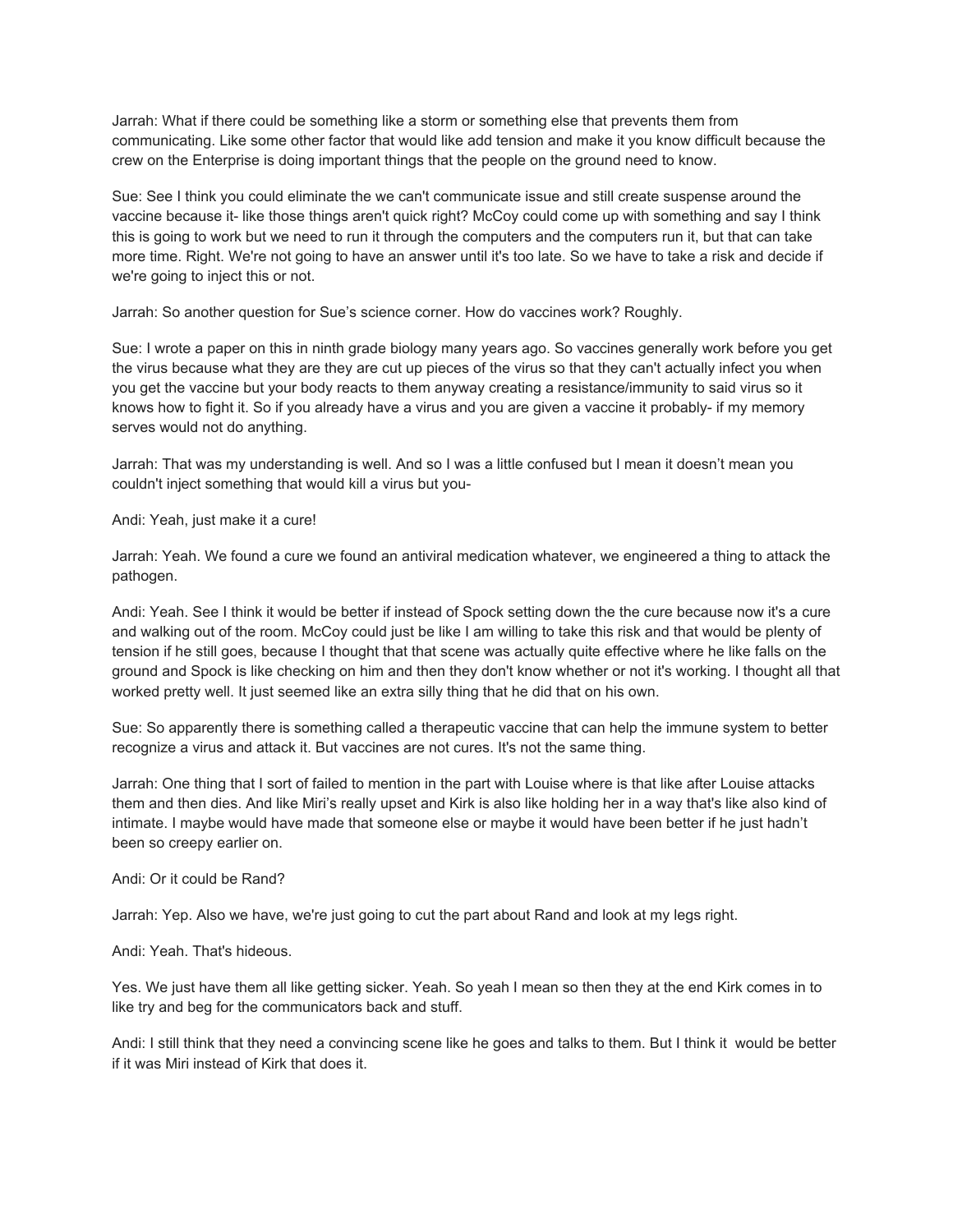Jarrah: What if there could be something like a storm or something else that prevents them from communicating. Like some other factor that would like add tension and make it you know difficult because the crew on the Enterprise is doing important things that the people on the ground need to know.

Sue: See I think you could eliminate the we can't communicate issue and still create suspense around the vaccine because it- like those things aren't quick right? McCoy could come up with something and say I think this is going to work but we need to run it through the computers and the computers run it, but that can take more time. Right. We're not going to have an answer until it's too late. So we have to take a risk and decide if we're going to inject this or not.

Jarrah: So another question for Sue's science corner. How do vaccines work? Roughly.

Sue: I wrote a paper on this in ninth grade biology many years ago. So vaccines generally work before you get the virus because what they are they are cut up pieces of the virus so that they can't actually infect you when you get the vaccine but your body reacts to them anyway creating a resistance/immunity to said virus so it knows how to fight it. So if you already have a virus and you are given a vaccine it probably- if my memory serves would not do anything.

Jarrah: That was my understanding is well. And so I was a little confused but I mean it doesn't mean you couldn't inject something that would kill a virus but you-

Andi: Yeah, just make it a cure!

Jarrah: Yeah. We found a cure we found an antiviral medication whatever, we engineered a thing to attack the pathogen.

Andi: Yeah. See I think it would be better if instead of Spock setting down the the cure because now it's a cure and walking out of the room. McCoy could just be like I am willing to take this risk and that would be plenty of tension if he still goes, because I thought that that scene was actually quite effective where he like falls on the ground and Spock is like checking on him and then they don't know whether or not it's working. I thought all that worked pretty well. It just seemed like an extra silly thing that he did that on his own.

Sue: So apparently there is something called a therapeutic vaccine that can help the immune system to better recognize a virus and attack it. But vaccines are not cures. It's not the same thing.

Jarrah: One thing that I sort of failed to mention in the part with Louise where is that like after Louise attacks them and then dies. And like Miri's really upset and Kirk is also like holding her in a way that's like also kind of intimate. I maybe would have made that someone else or maybe it would have been better if he just hadn't been so creepy earlier on.

Andi: Or it could be Rand?

Jarrah: Yep. Also we have, we're just going to cut the part about Rand and look at my legs right.

Andi: Yeah. That's hideous.

Yes. We just have them all like getting sicker. Yeah. So yeah I mean so then they at the end Kirk comes in to like try and beg for the communicators back and stuff.

Andi: I still think that they need a convincing scene like he goes and talks to them. But I think it would be better if it was Miri instead of Kirk that does it.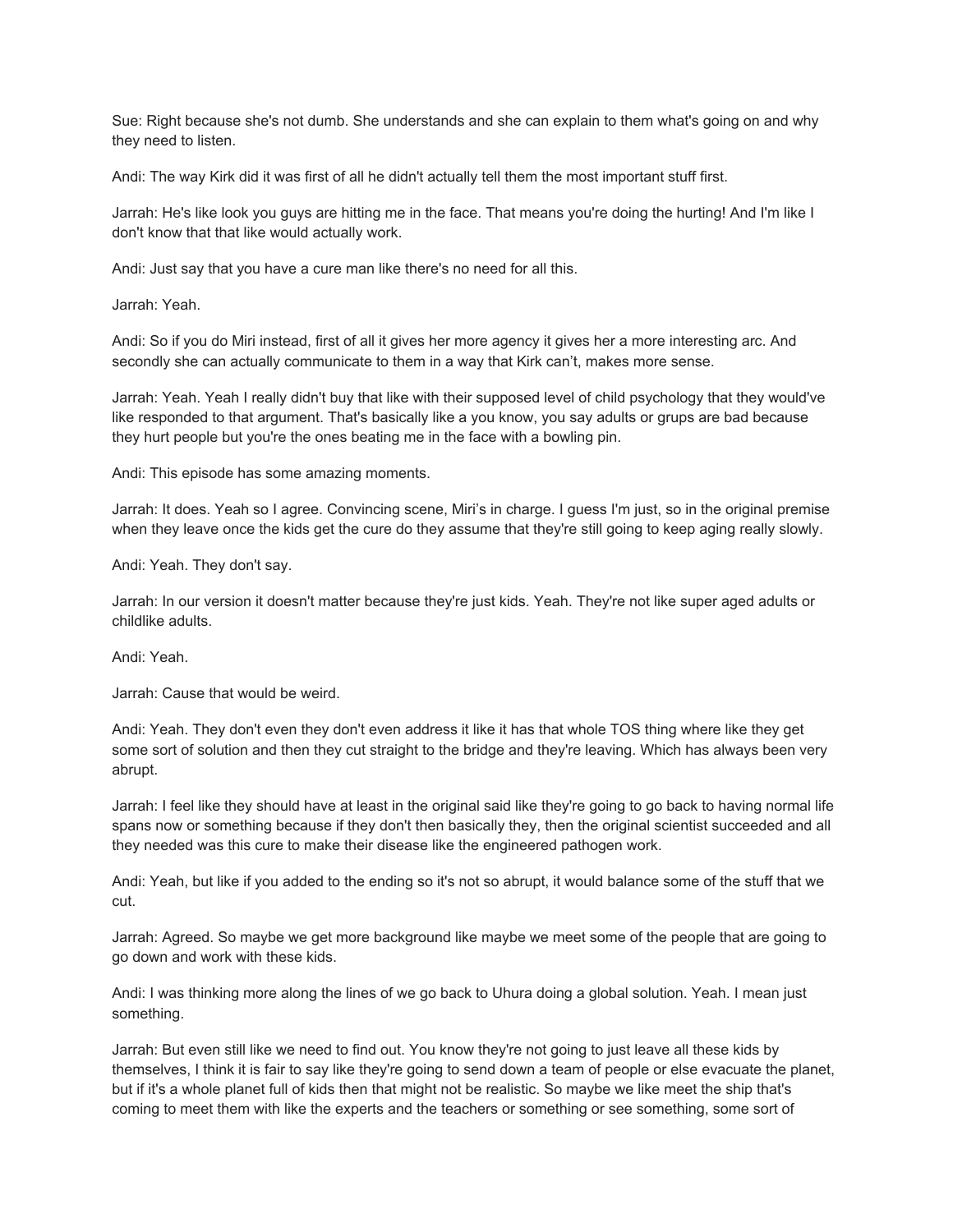Sue: Right because she's not dumb. She understands and she can explain to them what's going on and why they need to listen.

Andi: The way Kirk did it was first of all he didn't actually tell them the most important stuff first.

Jarrah: He's like look you guys are hitting me in the face. That means you're doing the hurting! And I'm like I don't know that that like would actually work.

Andi: Just say that you have a cure man like there's no need for all this.

Jarrah: Yeah.

Andi: So if you do Miri instead, first of all it gives her more agency it gives her a more interesting arc. And secondly she can actually communicate to them in a way that Kirk can't, makes more sense.

Jarrah: Yeah. Yeah I really didn't buy that like with their supposed level of child psychology that they would've like responded to that argument. That's basically like a you know, you say adults or grups are bad because they hurt people but you're the ones beating me in the face with a bowling pin.

Andi: This episode has some amazing moments.

Jarrah: It does. Yeah so I agree. Convincing scene, Miri's in charge. I guess I'm just, so in the original premise when they leave once the kids get the cure do they assume that they're still going to keep aging really slowly.

Andi: Yeah. They don't say.

Jarrah: In our version it doesn't matter because they're just kids. Yeah. They're not like super aged adults or childlike adults.

Andi: Yeah.

Jarrah: Cause that would be weird.

Andi: Yeah. They don't even they don't even address it like it has that whole TOS thing where like they get some sort of solution and then they cut straight to the bridge and they're leaving. Which has always been very abrupt.

Jarrah: I feel like they should have at least in the original said like they're going to go back to having normal life spans now or something because if they don't then basically they, then the original scientist succeeded and all they needed was this cure to make their disease like the engineered pathogen work.

Andi: Yeah, but like if you added to the ending so it's not so abrupt, it would balance some of the stuff that we cut.

Jarrah: Agreed. So maybe we get more background like maybe we meet some of the people that are going to go down and work with these kids.

Andi: I was thinking more along the lines of we go back to Uhura doing a global solution. Yeah. I mean just something.

Jarrah: But even still like we need to find out. You know they're not going to just leave all these kids by themselves, I think it is fair to say like they're going to send down a team of people or else evacuate the planet, but if it's a whole planet full of kids then that might not be realistic. So maybe we like meet the ship that's coming to meet them with like the experts and the teachers or something or see something, some sort of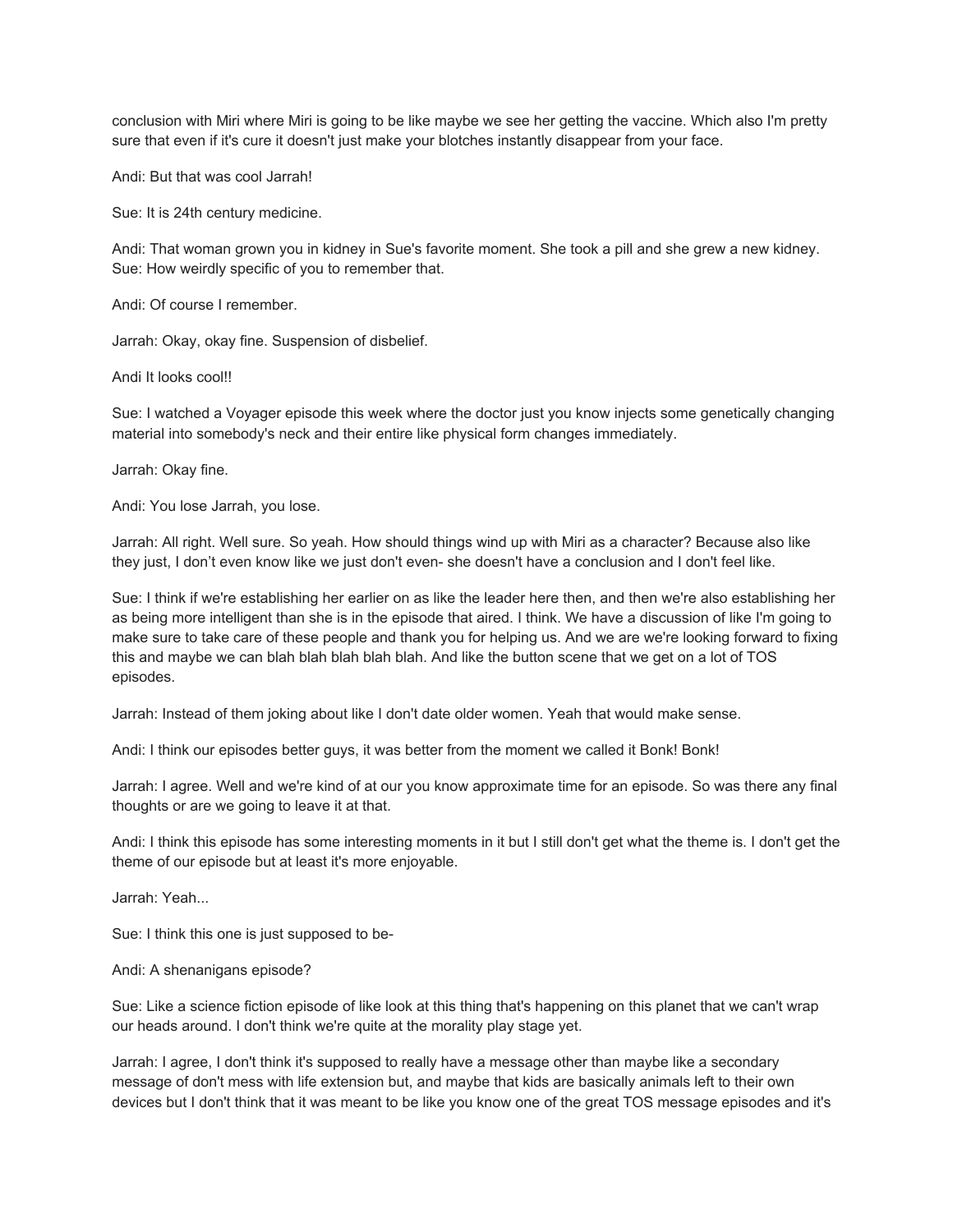conclusion with Miri where Miri is going to be like maybe we see her getting the vaccine. Which also I'm pretty sure that even if it's cure it doesn't just make your blotches instantly disappear from your face.

Andi: But that was cool Jarrah!

Sue: It is 24th century medicine.

Andi: That woman grown you in kidney in Sue's favorite moment. She took a pill and she grew a new kidney.
Sue: How weirdly specific of you to remember that.

Andi: Of course I remember.

Jarrah: Okay, okay fine. Suspension of disbelief.

Andi It looks cool!!

Sue: I watched a Voyager episode this week where the doctor just you know injects some genetically changing material into somebody's neck and their entire like physical form changes immediately.

Jarrah: Okay fine.

Andi: You lose Jarrah, you lose.

Jarrah: All right. Well sure. So yeah. How should things wind up with Miri as a character? Because also like they just, I don't even know like we just don't even- she doesn't have a conclusion and I don't feel like.

Sue: I think if we're establishing her earlier on as like the leader here then, and then we're also establishing her as being more intelligent than she is in the episode that aired. I think. We have a discussion of like I'm going to make sure to take care of these people and thank you for helping us. And we are we're looking forward to fixing this and maybe we can blah blah blah blah blah. And like the button scene that we get on a lot of TOS episodes.

Jarrah: Instead of them joking about like I don't date older women. Yeah that would make sense.

Andi: I think our episodes better guys, it was better from the moment we called it Bonk! Bonk!

Jarrah: I agree. Well and we're kind of at our you know approximate time for an episode. So was there any final thoughts or are we going to leave it at that.

Andi: I think this episode has some interesting moments in it but I still don't get what the theme is. I don't get the theme of our episode but at least it's more enjoyable.

Jarrah: Yeah...

Sue: I think this one is just supposed to be-

Andi: A shenanigans episode?

Sue: Like a science fiction episode of like look at this thing that's happening on this planet that we can't wrap our heads around. I don't think we're quite at the morality play stage yet.

Jarrah: I agree, I don't think it's supposed to really have a message other than maybe like a secondary message of don't mess with life extension but, and maybe that kids are basically animals left to their own devices but I don't think that it was meant to be like you know one of the great TOS message episodes and it's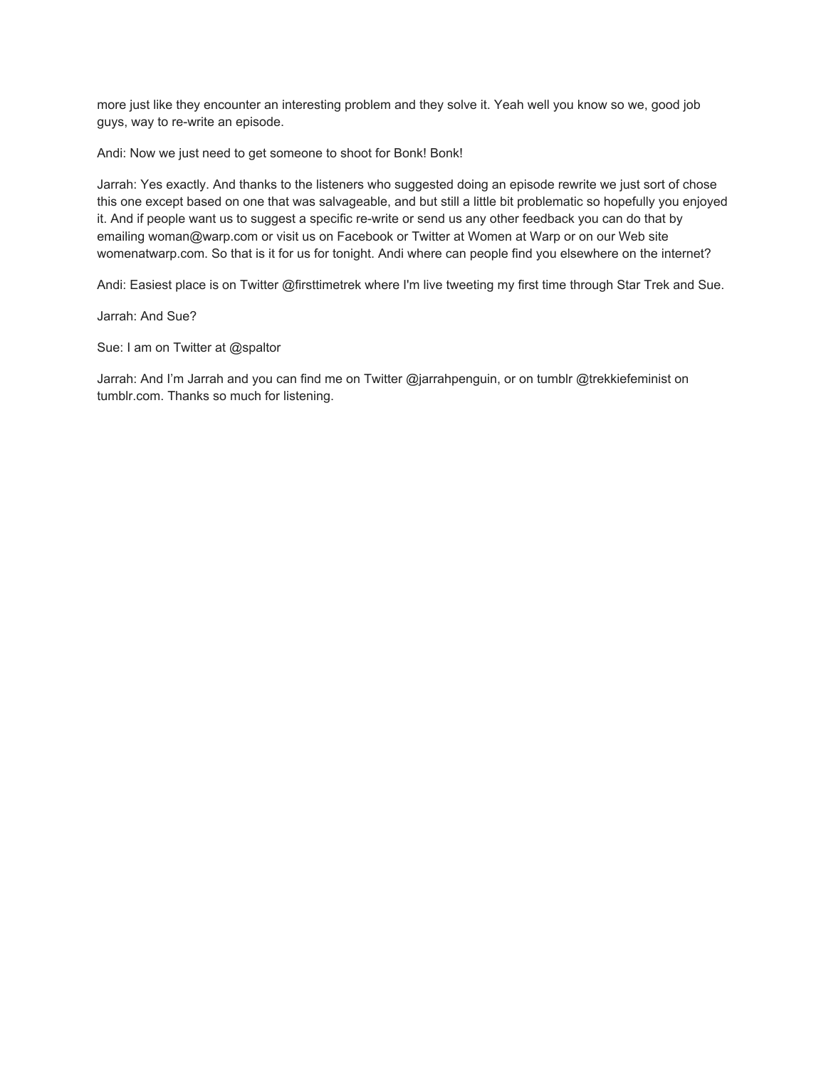more just like they encounter an interesting problem and they solve it. Yeah well you know so we, good job guys, way to re-write an episode.

Andi: Now we just need to get someone to shoot for Bonk! Bonk!

Jarrah: Yes exactly. And thanks to the listeners who suggested doing an episode rewrite we just sort of chose this one except based on one that was salvageable, and but still a little bit problematic so hopefully you enjoyed it. And if people want us to suggest a specific re-write or send us any other feedback you can do that by emailing woman@warp.com or visit us on Facebook or Twitter at Women at Warp or on our Web site womenatwarp.com. So that is it for us for tonight. Andi where can people find you elsewhere on the internet?

Andi: Easiest place is on Twitter @firsttimetrek where I'm live tweeting my first time through Star Trek and Sue.

Jarrah: And Sue?

Sue: I am on Twitter at @spaltor

Jarrah: And I'm Jarrah and you can find me on Twitter @jarrahpenguin, or on tumblr @trekkiefeminist on tumblr.com. Thanks so much for listening.